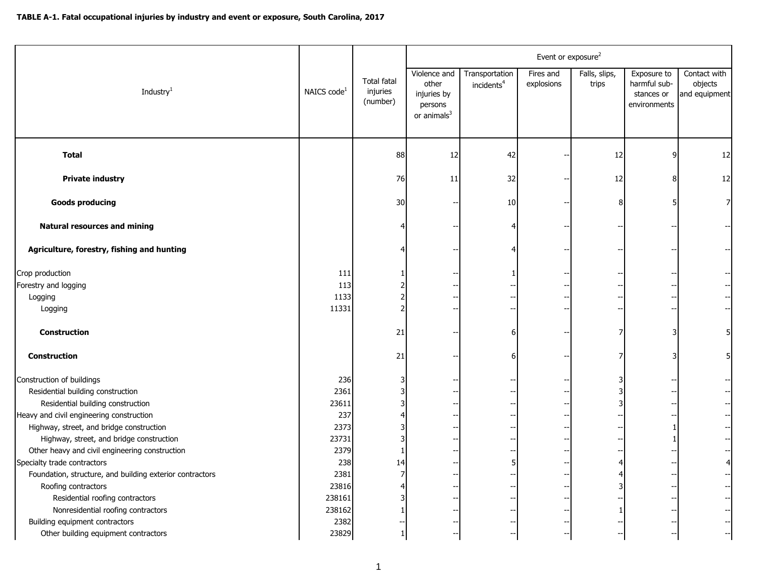**TABLE A-1. Fatal occupational injuries by industry and event or exposure, South Carolina, 2017**

| Industry[1] | NAICS code[1] | Total fatal injuries (number) | Event or exposure[2] | | | | | |
|---|---|---|---|---|---|---|---|---|
| | | | Violence and other injuries by persons or animals[3] | Transportation incidents[4] | Fires and explosions | Falls, slips, trips | Exposure to harmful substances or environments | Contact with objects and equipment |
| **Total** | | 88 | 12 | 42 | -- | 12 | 9 | 12 |
| **Private industry** | | 76 | 11 | 32 | -- | 12 | 8 | 12 |
| **Goods producing** | | 30 | -- | 10 | -- | 8 | 5 | 7 |
| **Natural resources and mining** | | 4 | -- | 4 | -- | -- | -- | -- |
| **Agriculture, forestry, fishing and hunting** | | 4 | -- | 4 | -- | -- | -- | -- |
| Crop production | 111 | 1 | -- | 1 | -- | -- | -- | -- |
| Forestry and logging | 113 | 2 | -- | -- | -- | -- | -- | -- |
| Logging | 1133 | 2 | -- | -- | -- | -- | -- | -- |
| Logging | 11331 | 2 | -- | -- | -- | -- | -- | -- |
| **Construction** | | 21 | -- | 6 | -- | 7 | 3 | 5 |
| **Construction** | | 21 | -- | 6 | -- | 7 | 3 | 5 |
| Construction of buildings | 236 | 3 | -- | -- | -- | 3 | -- | -- |
| Residential building construction | 2361 | 3 | -- | -- | -- | 3 | -- | -- |
| Residential building construction | 23611 | 3 | -- | -- | -- | 3 | -- | -- |
| Heavy and civil engineering construction | 237 | 4 | -- | -- | -- | -- | -- | -- |
| Highway, street, and bridge construction | 2373 | 3 | -- | -- | -- | -- | 1 | -- |
| Highway, street, and bridge construction | 23731 | 3 | -- | -- | -- | -- | 1 | -- |
| Other heavy and civil engineering construction | 2379 | 1 | -- | -- | -- | -- | -- | -- |
| Specialty trade contractors | 238 | 14 | -- | 5 | -- | 4 | -- | 4 |
| Foundation, structure, and building exterior contractors | 2381 | 7 | -- | -- | -- | 4 | -- | -- |
| Roofing contractors | 23816 | 4 | -- | -- | -- | 3 | -- | -- |
| Residential roofing contractors | 238161 | 3 | -- | -- | -- | -- | -- | -- |
| Nonresidential roofing contractors | 238162 | 1 | -- | -- | -- | 1 | -- | -- |
| Building equipment contractors | 2382 | -- | -- | -- | -- | -- | -- | -- |
| Other building equipment contractors | 23829 | 1 | -- | -- | -- | -- | -- | -- |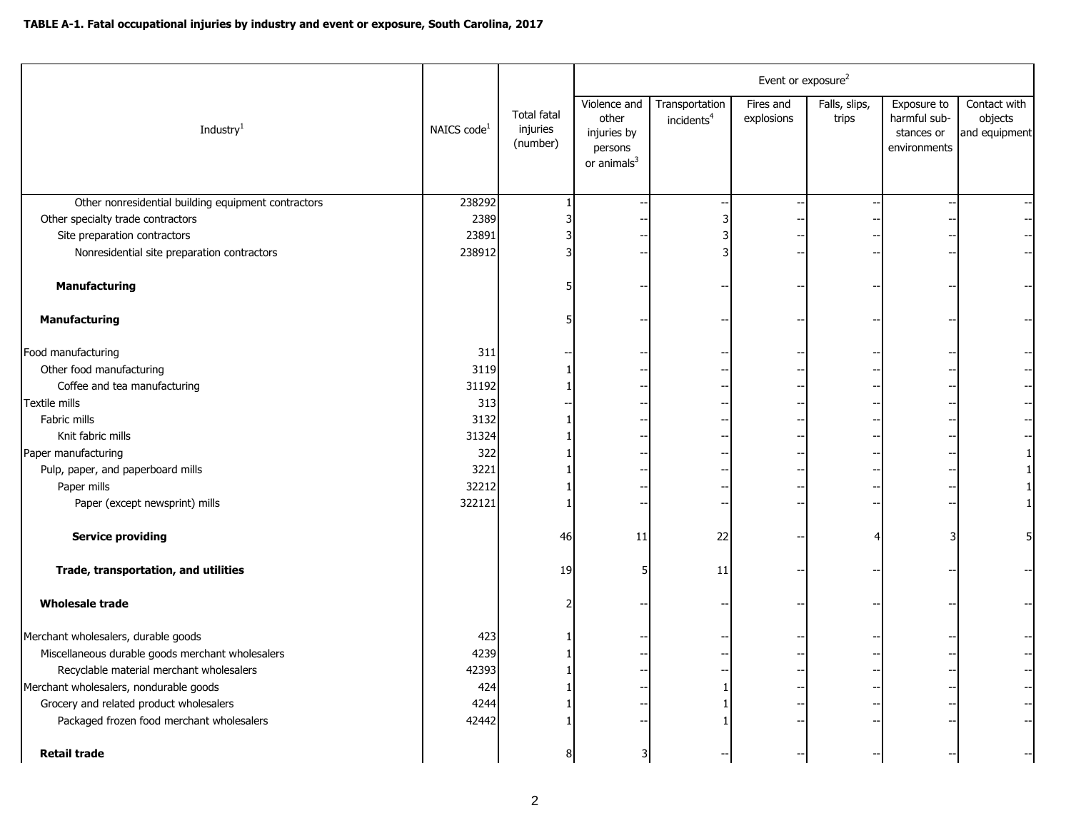**TABLE A-1. Fatal occupational injuries by industry and event or exposure, South Carolina, 2017**

| Industry[1] | NAICS code[1] | Total fatal injuries (number) | Event or exposure[2] | | | | | |
|---|---|---|---|---|---|---|---|---|
| | | | Violence and other injuries by persons or animals[3] | Transportation incidents[4] | Fires and explosions | Falls, slips, trips | Exposure to harmful substances or environments | Contact with objects and equipment |
| Other nonresidential building equipment contractors | 238292 | 1 | -- | -- | -- | -- | -- | -- |
| Other specialty trade contractors | 2389 | 3 | -- | 3 | -- | -- | -- | -- |
| Site preparation contractors | 23891 | 3 | -- | 3 | -- | -- | -- | -- |
| Nonresidential site preparation contractors | 238912 | 3 | -- | 3 | -- | -- | -- | -- |
| **Manufacturing** | | 5 | -- | -- | -- | -- | -- | -- |
| **Manufacturing** | | 5 | -- | -- | -- | -- | -- | -- |
| Food manufacturing | 311 | -- | -- | -- | -- | -- | -- | -- |
| Other food manufacturing | 3119 | 1 | -- | -- | -- | -- | -- | -- |
| Coffee and tea manufacturing | 31192 | 1 | -- | -- | -- | -- | -- | -- |
| Textile mills | 313 | -- | -- | -- | -- | -- | -- | -- |
| Fabric mills | 3132 | 1 | -- | -- | -- | -- | -- | -- |
| Knit fabric mills | 31324 | 1 | -- | -- | -- | -- | -- | -- |
| Paper manufacturing | 322 | 1 | -- | -- | -- | -- | -- | 1 |
| Pulp, paper, and paperboard mills | 3221 | 1 | -- | -- | -- | -- | -- | 1 |
| Paper mills | 32212 | 1 | -- | -- | -- | -- | -- | 1 |
| Paper (except newsprint) mills | 322121 | 1 | -- | -- | -- | -- | -- | 1 |
| **Service providing** | | 46 | 11 | 22 | -- | 4 | 3 | 5 |
| **Trade, transportation, and utilities** | | 19 | 5 | 11 | -- | -- | -- | -- |
| **Wholesale trade** | | 2 | -- | -- | -- | -- | -- | -- |
| Merchant wholesalers, durable goods | 423 | 1 | -- | -- | -- | -- | -- | -- |
| Miscellaneous durable goods merchant wholesalers | 4239 | 1 | -- | -- | -- | -- | -- | -- |
| Recyclable material merchant wholesalers | 42393 | 1 | -- | -- | -- | -- | -- | -- |
| Merchant wholesalers, nondurable goods | 424 | 1 | -- | 1 | -- | -- | -- | -- |
| Grocery and related product wholesalers | 4244 | 1 | -- | 1 | -- | -- | -- | -- |
| Packaged frozen food merchant wholesalers | 42442 | 1 | -- | 1 | -- | -- | -- | -- |
| **Retail trade** | | 8 | 3 | -- | -- | -- | -- | -- |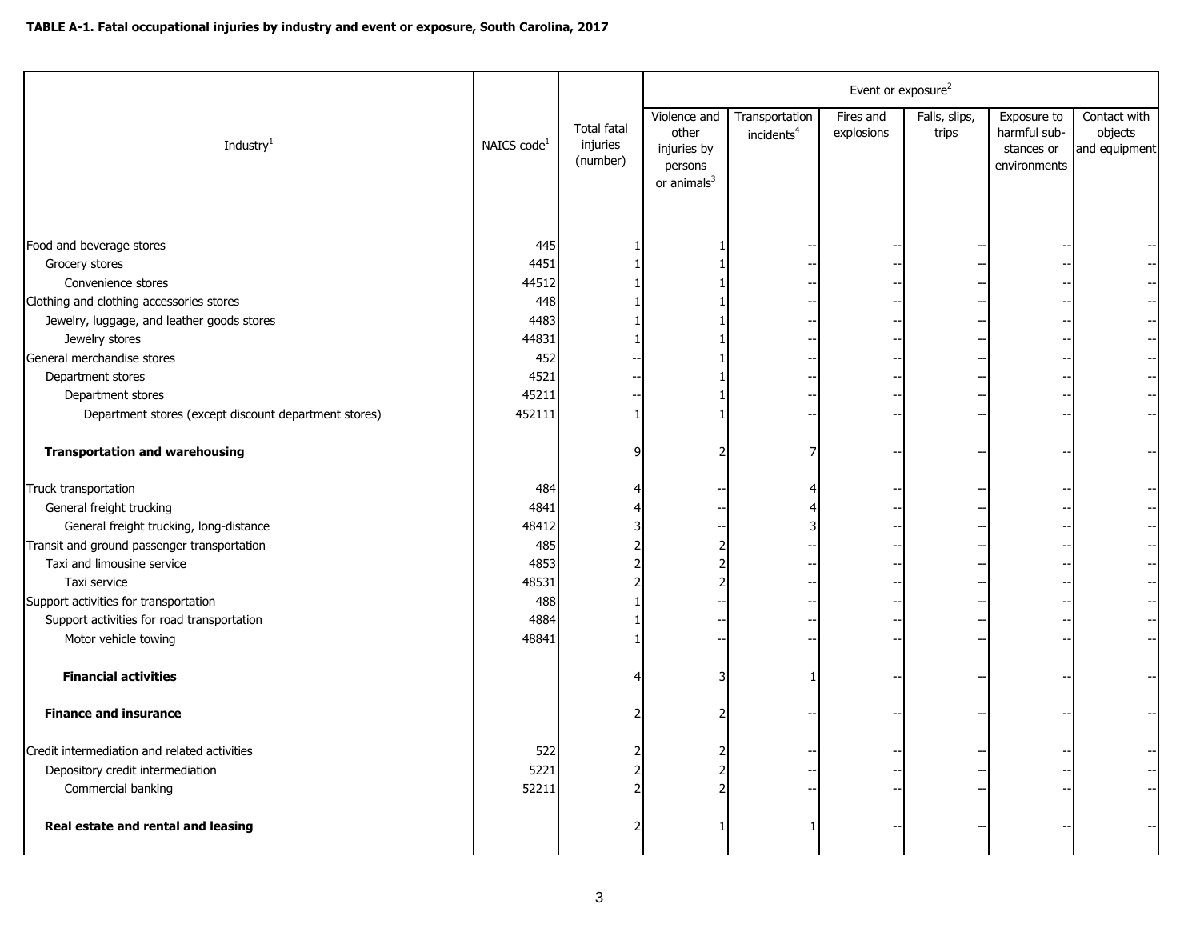**TABLE A-1. Fatal occupational injuries by industry and event or exposure, South Carolina, 2017**

| Industry[1] | NAICS code[1] | Total fatal injuries (number) | Event or exposure[2] | | | | | |
|---|---|---|---|---|---|---|---|---|
| | | | Violence and other injuries by persons or animals[3] | Transportation incidents[4] | Fires and explosions | Falls, slips, trips | Exposure to harmful substances or environments | Contact with objects and equipment |
| Food and beverage stores | 445 | 1 | 1 | -- | -- | -- | -- | -- |
| Grocery stores | 4451 | 1 | 1 | -- | -- | -- | -- | -- |
| Convenience stores | 44512 | 1 | 1 | -- | -- | -- | -- | -- |
| Clothing and clothing accessories stores | 448 | 1 | 1 | -- | -- | -- | -- | -- |
| Jewelry, luggage, and leather goods stores | 4483 | 1 | 1 | -- | -- | -- | -- | -- |
| Jewelry stores | 44831 | 1 | 1 | -- | -- | -- | -- | -- |
| General merchandise stores | 452 | -- | 1 | -- | -- | -- | -- | -- |
| Department stores | 4521 | -- | 1 | -- | -- | -- | -- | -- |
| Department stores | 45211 | -- | 1 | -- | -- | -- | -- | -- |
| Department stores (except discount department stores) | 452111 | 1 | 1 | -- | -- | -- | -- | -- |
| **Transportation and warehousing** | | 9 | 2 | 7 | -- | -- | -- | -- |
| Truck transportation | 484 | 4 | -- | 4 | -- | -- | -- | -- |
| General freight trucking | 4841 | 4 | -- | 4 | -- | -- | -- | -- |
| General freight trucking, long-distance | 48412 | 3 | -- | 3 | -- | -- | -- | -- |
| Transit and ground passenger transportation | 485 | 2 | 2 | -- | -- | -- | -- | -- |
| Taxi and limousine service | 4853 | 2 | 2 | -- | -- | -- | -- | -- |
| Taxi service | 48531 | 2 | 2 | -- | -- | -- | -- | -- |
| Support activities for transportation | 488 | 1 | -- | -- | -- | -- | -- | -- |
| Support activities for road transportation | 4884 | 1 | -- | -- | -- | -- | -- | -- |
| Motor vehicle towing | 48841 | 1 | -- | -- | -- | -- | -- | -- |
| **Financial activities** | | 4 | 3 | 1 | -- | -- | -- | -- |
| **Finance and insurance** | | 2 | 2 | -- | -- | -- | -- | -- |
| Credit intermediation and related activities | 522 | 2 | 2 | -- | -- | -- | -- | -- |
| Depository credit intermediation | 5221 | 2 | 2 | -- | -- | -- | -- | -- |
| Commercial banking | 52211 | 2 | 2 | -- | -- | -- | -- | -- |
| **Real estate and rental and leasing** | | 2 | 1 | 1 | -- | -- | -- | -- |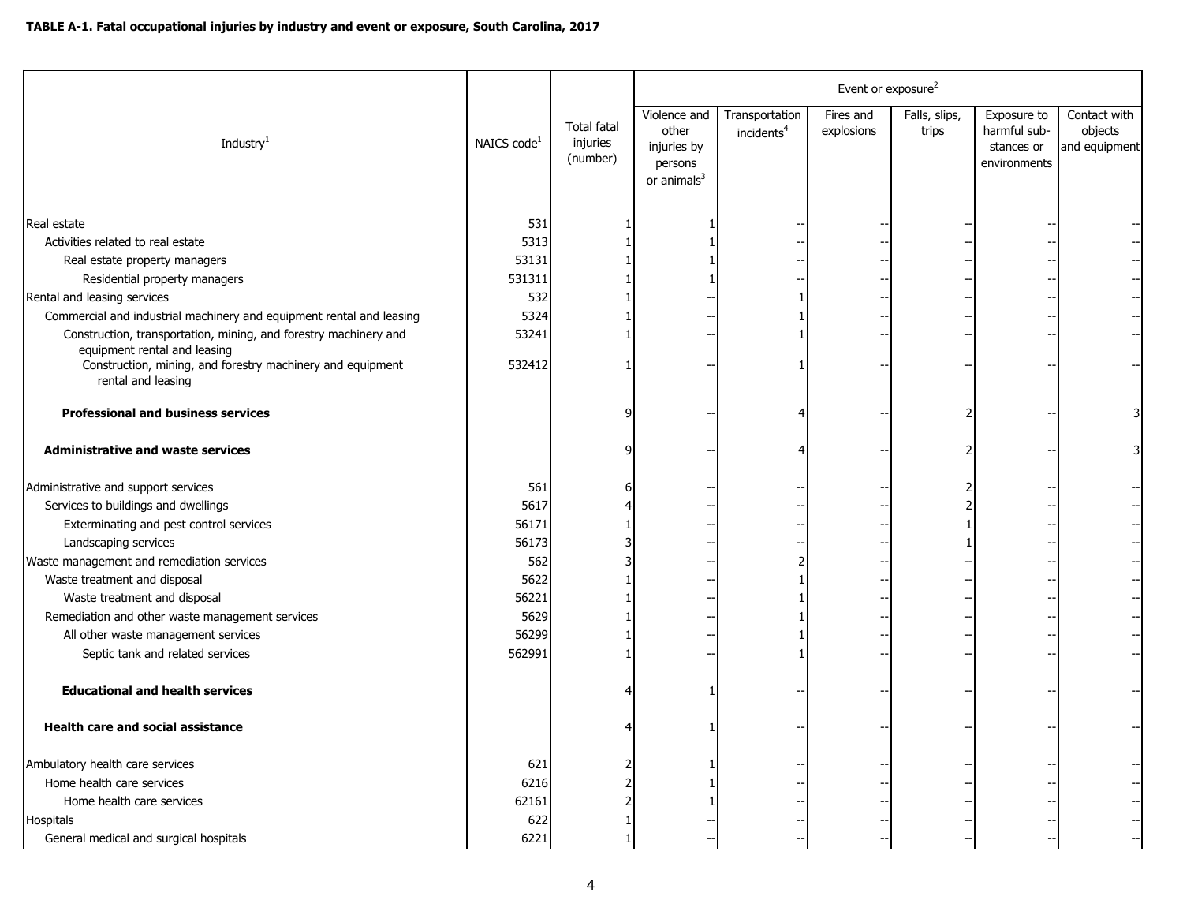**TABLE A-1. Fatal occupational injuries by industry and event or exposure, South Carolina, 2017**

| Industry[1] | NAICS code[1] | Total fatal injuries (number) | Event or exposure[2] | | | | | |
|---|---|---|---|---|---|---|---|---|
| | | | Violence and other injuries by persons or animals[3] | Transportation incidents[4] | Fires and explosions | Falls, slips, trips | Exposure to harmful substances or environments | Contact with objects and equipment |
| Real estate | 531 | 1 | 1 | -- | -- | -- | -- | -- |
| Activities related to real estate | 5313 | 1 | 1 | -- | -- | -- | -- | -- |
| Real estate property managers | 53131 | 1 | 1 | -- | -- | -- | -- | -- |
| Residential property managers | 531311 | 1 | 1 | -- | -- | -- | -- | -- |
| Rental and leasing services | 532 | 1 | -- | 1 | -- | -- | -- | -- |
| Commercial and industrial machinery and equipment rental and leasing | 5324 | 1 | -- | 1 | -- | -- | -- | -- |
| Construction, transportation, mining, and forestry machinery and equipment rental and leasing | 53241 | 1 | -- | 1 | -- | -- | -- | -- |
| Construction, mining, and forestry machinery and equipment rental and leasing | 532412 | 1 | -- | 1 | -- | -- | -- | -- |
| **Professional and business services** | | 9 | -- | 4 | -- | 2 | -- | 3 |
| **Administrative and waste services** | | 9 | -- | 4 | -- | 2 | -- | 3 |
| Administrative and support services | 561 | 6 | -- | -- | -- | 2 | -- | -- |
| Services to buildings and dwellings | 5617 | 4 | -- | -- | -- | 2 | -- | -- |
| Exterminating and pest control services | 56171 | 1 | -- | -- | -- | 1 | -- | -- |
| Landscaping services | 56173 | 3 | -- | -- | -- | 1 | -- | -- |
| Waste management and remediation services | 562 | 3 | -- | 2 | -- | -- | -- | -- |
| Waste treatment and disposal | 5622 | 1 | -- | 1 | -- | -- | -- | -- |
| Waste treatment and disposal | 56221 | 1 | -- | 1 | -- | -- | -- | -- |
| Remediation and other waste management services | 5629 | 1 | -- | 1 | -- | -- | -- | -- |
| All other waste management services | 56299 | 1 | -- | 1 | -- | -- | -- | -- |
| Septic tank and related services | 562991 | 1 | -- | 1 | -- | -- | -- | -- |
| **Educational and health services** | | 4 | 1 | -- | -- | -- | -- | -- |
| **Health care and social assistance** | | 4 | 1 | -- | -- | -- | -- | -- |
| Ambulatory health care services | 621 | 2 | 1 | -- | -- | -- | -- | -- |
| Home health care services | 6216 | 2 | 1 | -- | -- | -- | -- | -- |
| Home health care services | 62161 | 2 | 1 | -- | -- | -- | -- | -- |
| Hospitals | 622 | 1 | -- | -- | -- | -- | -- | -- |
| General medical and surgical hospitals | 6221 | 1 | -- | -- | -- | -- | -- | -- |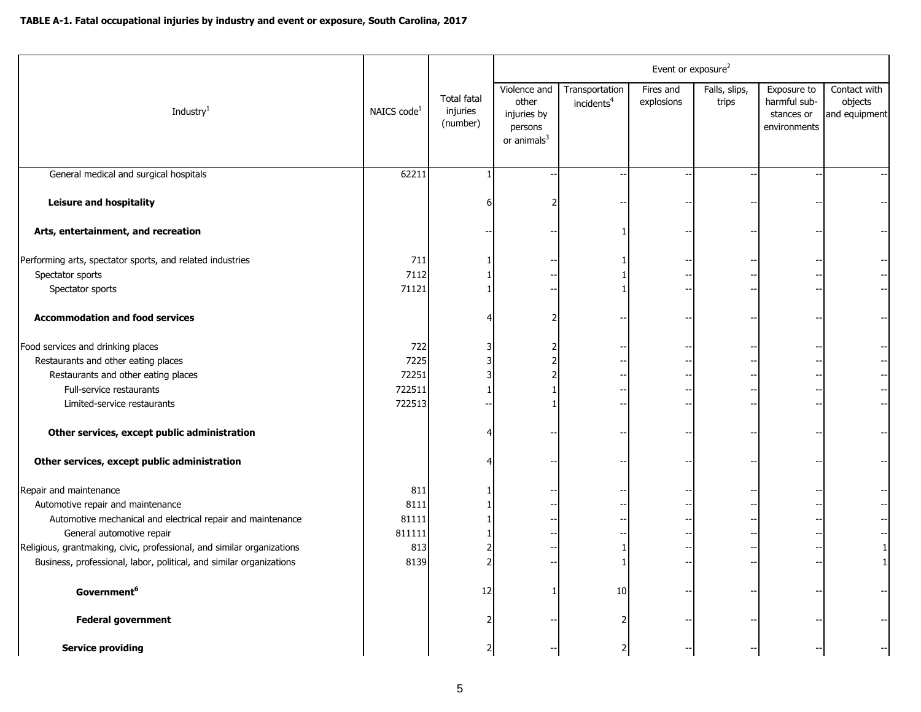**TABLE A-1. Fatal occupational injuries by industry and event or exposure, South Carolina, 2017**

| Industry[1] | NAICS code[1] | Total fatal injuries (number) | Event or exposure[2] | | | | | |
|---|---|---|---|---|---|---|---|---|
| | | | Violence and other injuries by persons or animals[3] | Transportation incidents[4] | Fires and explosions | Falls, slips, trips | Exposure to harmful substances or environments | Contact with objects and equipment |
| General medical and surgical hospitals | 62211 | 1 | -- | -- | -- | -- | -- | -- |
| **Leisure and hospitality** | | 6 | 2 | -- | -- | -- | -- | -- |
| **Arts, entertainment, and recreation** | | -- | -- | 1 | -- | -- | -- | -- |
| Performing arts, spectator sports, and related industries | 711 | 1 | -- | 1 | -- | -- | -- | -- |
| Spectator sports | 7112 | 1 | -- | 1 | -- | -- | -- | -- |
| Spectator sports | 71121 | 1 | -- | 1 | -- | -- | -- | -- |
| **Accommodation and food services** | | 4 | 2 | -- | -- | -- | -- | -- |
| Food services and drinking places | 722 | 3 | 2 | -- | -- | -- | -- | -- |
| Restaurants and other eating places | 7225 | 3 | 2 | -- | -- | -- | -- | -- |
| Restaurants and other eating places | 72251 | 3 | 2 | -- | -- | -- | -- | -- |
| Full-service restaurants | 722511 | 1 | 1 | -- | -- | -- | -- | -- |
| Limited-service restaurants | 722513 | -- | 1 | -- | -- | -- | -- | -- |
| **Other services, except public administration** | | 4 | -- | -- | -- | -- | -- | -- |
| **Other services, except public administration** | | 4 | -- | -- | -- | -- | -- | -- |
| Repair and maintenance | 811 | 1 | -- | -- | -- | -- | -- | -- |
| Automotive repair and maintenance | 8111 | 1 | -- | -- | -- | -- | -- | -- |
| Automotive mechanical and electrical repair and maintenance | 81111 | 1 | -- | -- | -- | -- | -- | -- |
| General automotive repair | 811111 | 1 | -- | -- | -- | -- | -- | -- |
| Religious, grantmaking, civic, professional, and similar organizations | 813 | 2 | -- | 1 | -- | -- | -- | 1 |
| Business, professional, labor, political, and similar organizations | 8139 | 2 | -- | 1 | -- | -- | -- | 1 |
| **Government[6]** | | 12 | 1 | 10 | -- | -- | -- | -- |
| **Federal government** | | 2 | -- | 2 | -- | -- | -- | -- |
| **Service providing** | | 2 | -- | 2 | -- | -- | -- | -- |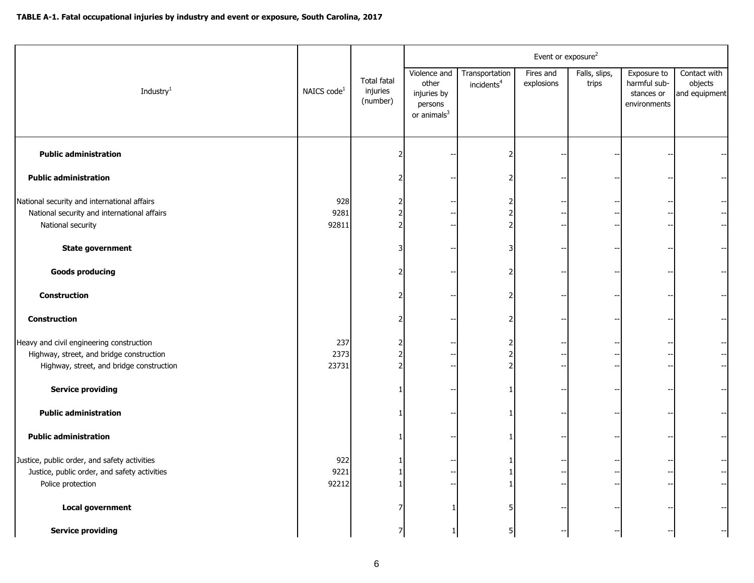**TABLE A-1. Fatal occupational injuries by industry and event or exposure, South Carolina, 2017**

| Industry[1] | NAICS code[1] | Total fatal injuries (number) | Event or exposure[2] | | | | | |
|---|---|---|---|---|---|---|---|---|
| | | | Violence and other injuries by persons or animals[3] | Transportation incidents[4] | Fires and explosions | Falls, slips, trips | Exposure to harmful substances or environments | Contact with objects and equipment |
| **Public administration** | | 2 | -- | 2 | -- | -- | -- | -- |
| **Public administration** | | 2 | -- | 2 | -- | -- | -- | -- |
| National security and international affairs | 928 | 2 | -- | 2 | -- | -- | -- | -- |
| National security and international affairs | 9281 | 2 | -- | 2 | -- | -- | -- | -- |
| National security | 92811 | 2 | -- | 2 | -- | -- | -- | -- |
| **State government** | | 3 | -- | 3 | -- | -- | -- | -- |
| **Goods producing** | | 2 | -- | 2 | -- | -- | -- | -- |
| **Construction** | | 2 | -- | 2 | -- | -- | -- | -- |
| **Construction** | | 2 | -- | 2 | -- | -- | -- | -- |
| Heavy and civil engineering construction | 237 | 2 | -- | 2 | -- | -- | -- | -- |
| Highway, street, and bridge construction | 2373 | 2 | -- | 2 | -- | -- | -- | -- |
| Highway, street, and bridge construction | 23731 | 2 | -- | 2 | -- | -- | -- | -- |
| **Service providing** | | 1 | -- | 1 | -- | -- | -- | -- |
| **Public administration** | | 1 | -- | 1 | -- | -- | -- | -- |
| **Public administration** | | 1 | -- | 1 | -- | -- | -- | -- |
| Justice, public order, and safety activities | 922 | 1 | -- | 1 | -- | -- | -- | -- |
| Justice, public order, and safety activities | 9221 | 1 | -- | 1 | -- | -- | -- | -- |
| Police protection | 92212 | 1 | -- | 1 | -- | -- | -- | -- |
| **Local government** | | 7 | 1 | 5 | -- | -- | -- | -- |
| **Service providing** | | 7 | 1 | 5 | -- | -- | -- | -- |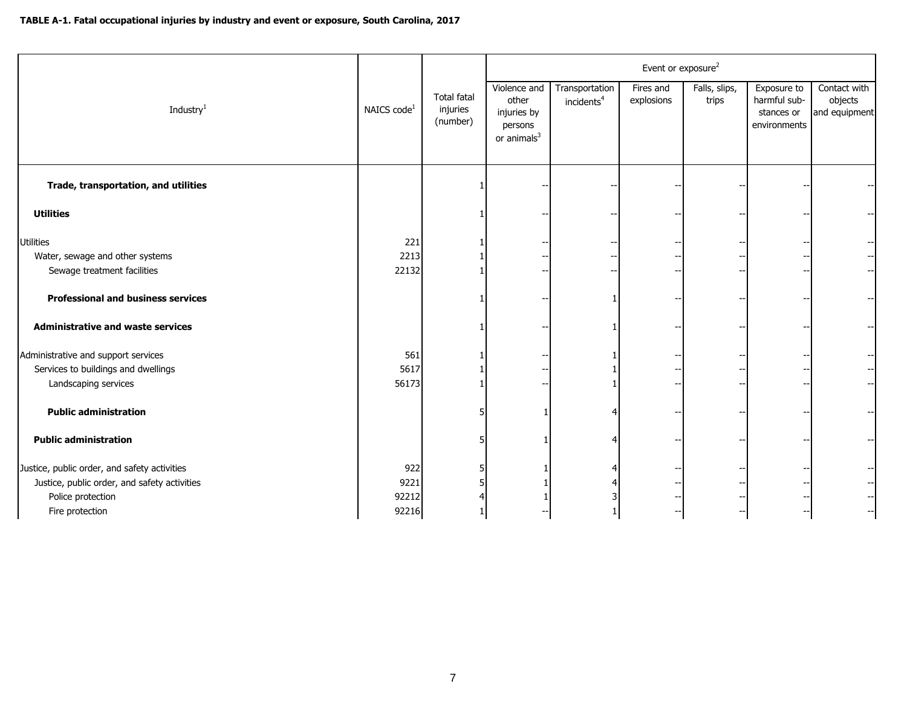**TABLE A-1. Fatal occupational injuries by industry and event or exposure, South Carolina, 2017**

| Industry[1] | NAICS code[1] | Total fatal injuries (number) | Event or exposure[2] | | | | | |
|---|---|---|---|---|---|---|---|---|
| | | | Violence and other injuries by persons or animals[3] | Transportation incidents[4] | Fires and explosions | Falls, slips, trips | Exposure to harmful substances or environments | Contact with objects and equipment |
| **Trade, transportation, and utilities** | | 1 | -- | -- | -- | -- | -- | -- |
| **Utilities** | | 1 | -- | -- | -- | -- | -- | -- |
| Utilities | 221 | 1 | -- | -- | -- | -- | -- | -- |
| Water, sewage and other systems | 2213 | 1 | -- | -- | -- | -- | -- | -- |
| Sewage treatment facilities | 22132 | 1 | -- | -- | -- | -- | -- | -- |
| **Professional and business services** | | 1 | -- | 1 | -- | -- | -- | -- |
| **Administrative and waste services** | | 1 | -- | 1 | -- | -- | -- | -- |
| Administrative and support services | 561 | 1 | -- | 1 | -- | -- | -- | -- |
| Services to buildings and dwellings | 5617 | 1 | -- | 1 | -- | -- | -- | -- |
| Landscaping services | 56173 | 1 | -- | 1 | -- | -- | -- | -- |
| **Public administration** | | 5 | 1 | 4 | -- | -- | -- | -- |
| **Public administration** | | 5 | 1 | 4 | -- | -- | -- | -- |
| Justice, public order, and safety activities | 922 | 5 | 1 | 4 | -- | -- | -- | -- |
| Justice, public order, and safety activities | 9221 | 5 | 1 | 4 | -- | -- | -- | -- |
| Police protection | 92212 | 4 | 1 | 3 | -- | -- | -- | -- |
| Fire protection | 92216 | 1 | -- | 1 | -- | -- | -- | -- |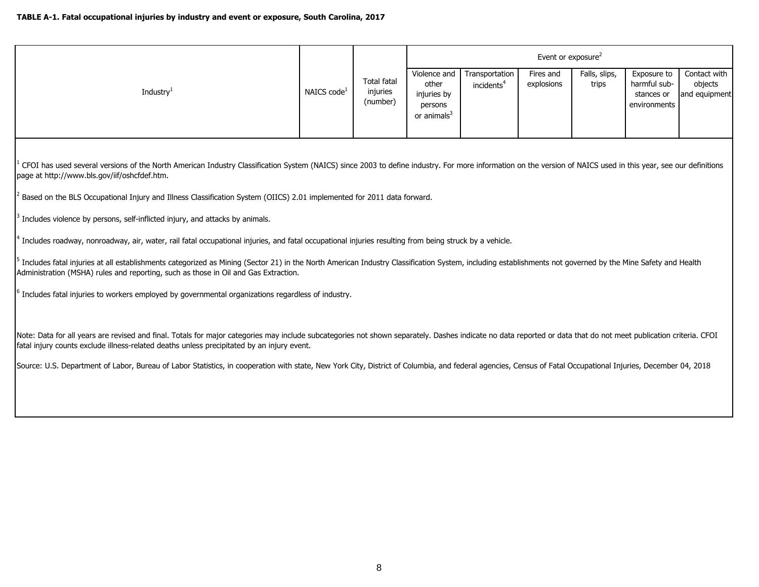**TABLE A-1. Fatal occupational injuries by industry and event or exposure, South Carolina, 2017**

| Industry[1] | NAICS code[1] | Total fatal injuries (number) | Event or exposure[2] | | | | | |
|---|---|---|---|---|---|---|---|---|
| | | | Violence and other injuries by persons or animals[3] | Transportation incidents[4] | Fires and explosions | Falls, slips, trips | Exposure to harmful substances or environments | Contact with objects and equipment |

[1] CFOI has used several versions of the North American Industry Classification System (NAICS) since 2003 to define industry. For more information on the version of NAICS used in this year, see our definitions page at http://www.bls.gov/iif/oshcfdef.htm.

[2] Based on the BLS Occupational Injury and Illness Classification System (OIICS) 2.01 implemented for 2011 data forward.

[3] Includes violence by persons, self-inflicted injury, and attacks by animals.

[4] Includes roadway, nonroadway, air, water, rail fatal occupational injuries, and fatal occupational injuries resulting from being struck by a vehicle.

[5] Includes fatal injuries at all establishments categorized as Mining (Sector 21) in the North American Industry Classification System, including establishments not governed by the Mine Safety and Health Administration (MSHA) rules and reporting, such as those in Oil and Gas Extraction.

[6] Includes fatal injuries to workers employed by governmental organizations regardless of industry.

Note: Data for all years are revised and final. Totals for major categories may include subcategories not shown separately. Dashes indicate no data reported or data that do not meet publication criteria. CFOI fatal injury counts exclude illness-related deaths unless precipitated by an injury event.

Source: U.S. Department of Labor, Bureau of Labor Statistics, in cooperation with state, New York City, District of Columbia, and federal agencies, Census of Fatal Occupational Injuries, December 04, 2018